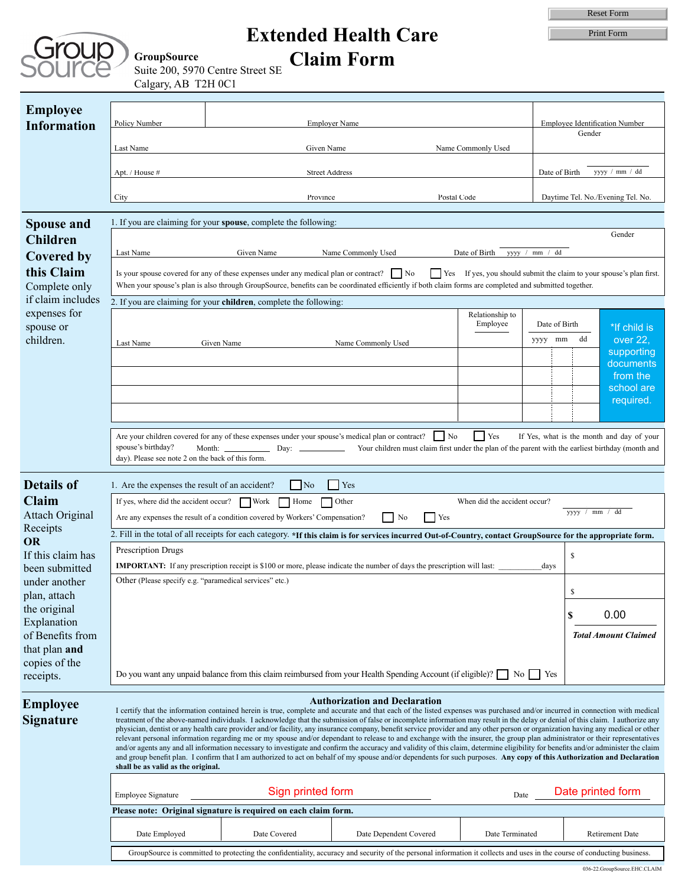Reset Form

Print Form

**GroupSource**
Suite 200, 5970 Centre Street SE
Calgary, AB T2H 0C1

# Extended Health Care Claim Form

## Employee Information

| Policy Number | Employer Name | | Employee Identification Number |
|---|---|---|---|
| Last Name | Given Name | Name Commonly Used | Gender |
| Apt. / House # | Street Address | | Date of Birth yyyy / mm / dd |
| City | Province | Postal Code | Daytime Tel. No./Evening Tel. No. |

## Spouse and Children Covered by this Claim

Complete only if claim includes expenses for spouse or children.

1. If you are claiming for your **spouse**, complete the following:

| Last Name | Given Name | Name Commonly Used | Date of Birth yyyy / mm / dd | Gender |
|---|---|---|---|---|
| | | | | |

Is your spouse covered for any of these expenses under any medical plan or contract? ☐ No ☐ Yes If yes, you should submit the claim to your spouse's plan first. When your spouse's plan is also through GroupSource, benefits can be coordinated efficiently if both claim forms are completed and submitted together.

2. If you are claiming for your **children**, complete the following:

| Last Name | Given Name | Name Commonly Used | Relationship to Employee | Date of Birth yyyy | mm | dd |
|---|---|---|---|---|---|---|
| | | | | | | |
| | | | | | | |
| | | | | | | |
| | | | | | | |

*If child is over 22, supporting documents from the school are required.

Are your children covered for any of these expenses under your spouse's medical plan or contract? ☐ No ☐ Yes If Yes, what is the month and day of your spouse's birthday? Month: ________ Day: ________ Your children must claim first under the plan of the parent with the earliest birthday (month and day). Please see note 2 on the back of this form.

## Details of Claim

Attach Original Receipts **OR** If this claim has been submitted under another plan, attach the original Explanation of Benefits from that plan **and** copies of the receipts.

1. Are the expenses the result of an accident? ☐ No ☐ Yes

If yes, where did the accident occur? ☐ Work ☐ Home ☐ Other When did the accident occur? yyyy / mm / dd

Are any expenses the result of a condition covered by Workers' Compensation? ☐ No ☐ Yes

2. Fill in the total of all receipts for each category. ***If this claim is for services incurred Out-of-Country, contact GroupSource for the appropriate form.**

| | |
|---|---|
| Prescription Drugs<br>**IMPORTANT:** If any prescription receipt is $100 or more, please indicate the number of days the prescription will last: __________days | $ |
| Other (Please specify e.g. "paramedical services" etc.) | $ |
| | **$** 0.00<br>***Total Amount Claimed*** |

Do you want any unpaid balance from this claim reimbursed from your Health Spending Account (if eligible)? ☐ No ☐ Yes

## Employee Signature

### Authorization and Declaration

I certify that the information contained herein is true, complete and accurate and that each of the listed expenses was purchased and/or incurred in connection with medical treatment of the above-named individuals. I acknowledge that the submission of false or incomplete information may result in the delay or denial of this claim. I authorize any physician, dentist or any health care provider and/or facility, any insurance company, benefit service provider and any other person or organization having any medical or other relevant personal information regarding me or my spouse and/or dependant to release to and exchange with the insurer, the group plan administrator or their representatives and/or agents any and all information necessary to investigate and confirm the accuracy and validity of this claim, determine eligibility for benefits and/or administer the claim and group benefit plan. I confirm that I am authorized to act on behalf of my spouse and/or dependents for such purposes. **Any copy of this Authorization and Declaration shall be as valid as the original.**

Employee Signature: Sign printed form Date: Date printed form

**Please note: Original signature is required on each claim form.**

| Date Employed | Date Covered | Date Dependent Covered | Date Terminated | Retirement Date |
|---|---|---|---|---|
| | | | | |

GroupSource is committed to protecting the confidentiality, accuracy and security of the personal information it collects and uses in the course of conducting business.

036-22.GroupSource.EHC.CLAIM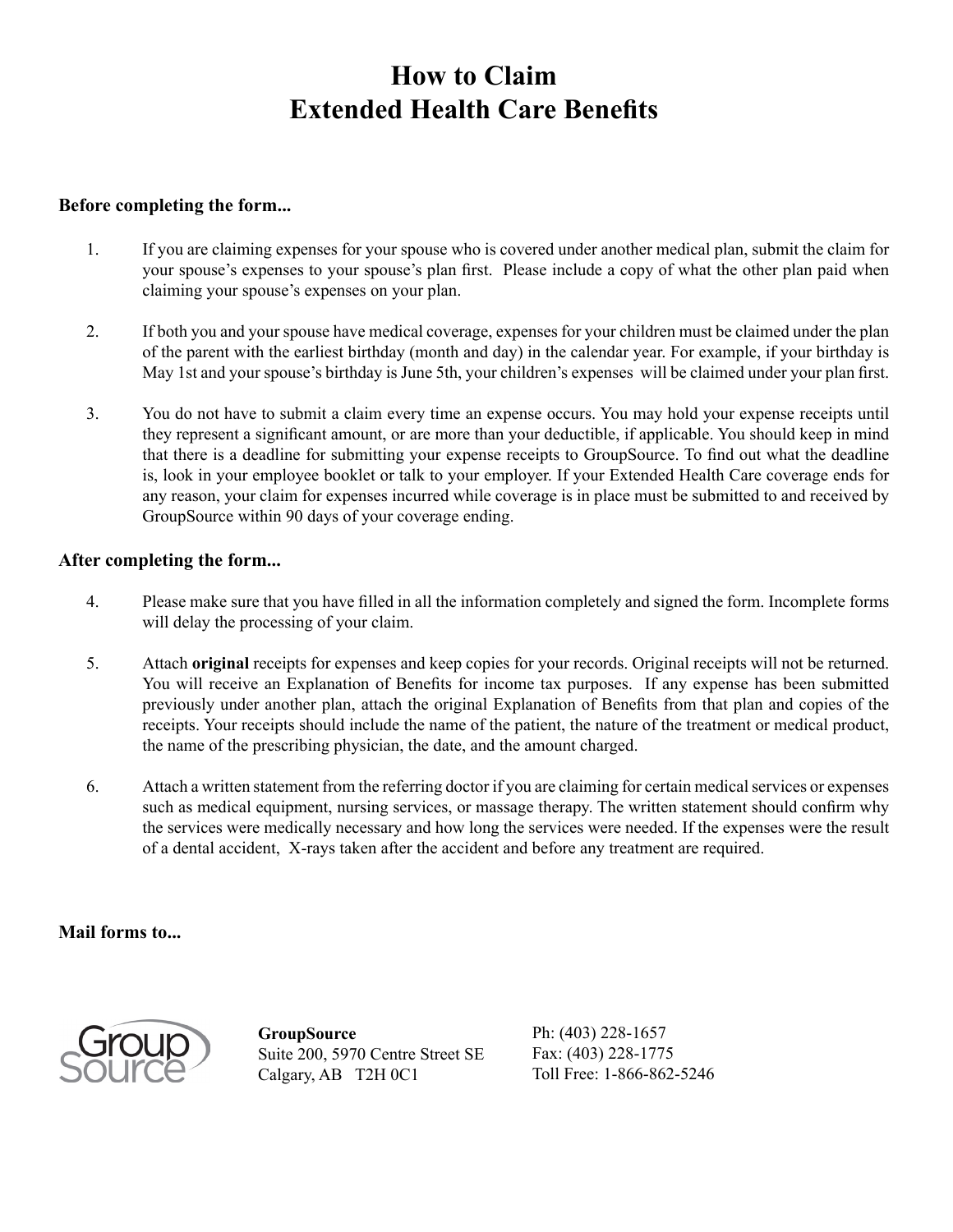# How to Claim
# Extended Health Care Benefits

**Before completing the form...**

1. If you are claiming expenses for your spouse who is covered under another medical plan, submit the claim for your spouse's expenses to your spouse's plan first. Please include a copy of what the other plan paid when claiming your spouse's expenses on your plan.

2. If both you and your spouse have medical coverage, expenses for your children must be claimed under the plan of the parent with the earliest birthday (month and day) in the calendar year. For example, if your birthday is May 1st and your spouse's birthday is June 5th, your children's expenses will be claimed under your plan first.

3. You do not have to submit a claim every time an expense occurs. You may hold your expense receipts until they represent a significant amount, or are more than your deductible, if applicable. You should keep in mind that there is a deadline for submitting your expense receipts to GroupSource. To find out what the deadline is, look in your employee booklet or talk to your employer. If your Extended Health Care coverage ends for any reason, your claim for expenses incurred while coverage is in place must be submitted to and received by GroupSource within 90 days of your coverage ending.

**After completing the form...**

4. Please make sure that you have filled in all the information completely and signed the form. Incomplete forms will delay the processing of your claim.

5. Attach **original** receipts for expenses and keep copies for your records. Original receipts will not be returned. You will receive an Explanation of Benefits for income tax purposes. If any expense has been submitted previously under another plan, attach the original Explanation of Benefits from that plan and copies of the receipts. Your receipts should include the name of the patient, the nature of the treatment or medical product, the name of the prescribing physician, the date, and the amount charged.

6. Attach a written statement from the referring doctor if you are claiming for certain medical services or expenses such as medical equipment, nursing services, or massage therapy. The written statement should confirm why the services were medically necessary and how long the services were needed. If the expenses were the result of a dental accident, X-rays taken after the accident and before any treatment are required.

**Mail forms to...**

GroupSource

**GroupSource**
Suite 200, 5970 Centre Street SE
Calgary, AB T2H 0C1

Ph: (403) 228-1657
Fax: (403) 228-1775
Toll Free: 1-866-862-5246